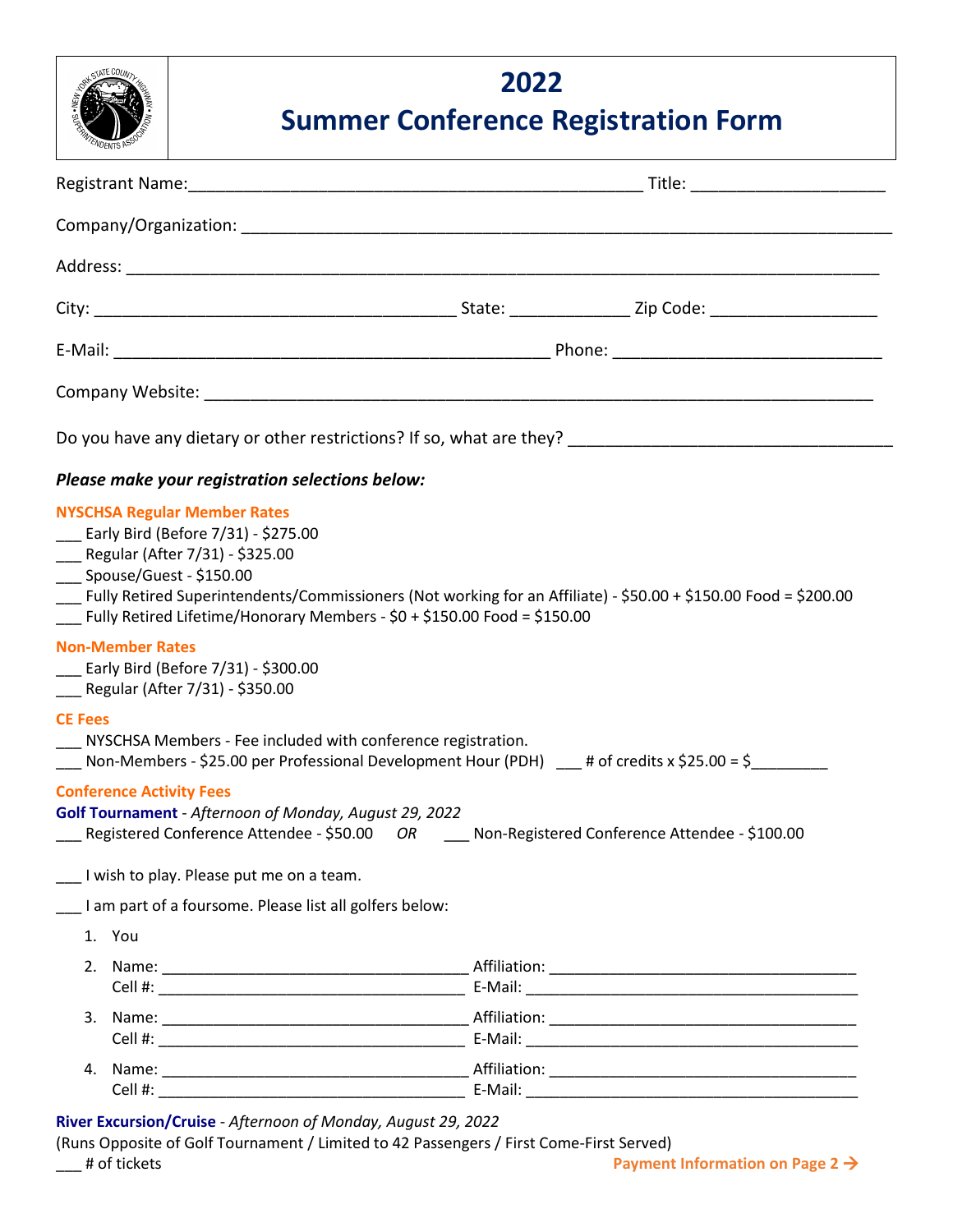# 2022
# Summer Conference Registration Form

Registrant Name:_______________________________________________ Title: ____________________

Company/Organization: ________________________________________________________________

Address: _____________________________________________________________________

City: ______________________________________ State: ____________ Zip Code: _________________

E-Mail: ______________________________________________ Phone: __________________________

Company Website: ______________________________________________________________

Do you have any dietary or other restrictions? If so, what are they? _________________________________

***Please make your registration selections below:***

**NYSCHSA Regular Member Rates**

___ Early Bird (Before 7/31) - $275.00
___ Regular (After 7/31) - $325.00
___ Spouse/Guest - $150.00
___ Fully Retired Superintendents/Commissioners (Not working for an Affiliate) - $50.00 + $150.00 Food = $200.00
___ Fully Retired Lifetime/Honorary Members - $0 + $150.00 Food = $150.00

**Non-Member Rates**

___ Early Bird (Before 7/31) - $300.00
___ Regular (After 7/31) - $350.00

**CE Fees**

___ NYSCHSA Members - Fee included with conference registration.
___ Non-Members - $25.00 per Professional Development Hour (PDH) ___ # of credits x $25.00 = $_________

**Conference Activity Fees**

**Golf Tournament** - *Afternoon of Monday, August 29, 2022*
___ Registered Conference Attendee - $50.00 *OR* ___ Non-Registered Conference Attendee - $100.00

___ I wish to play. Please put me on a team.

___ I am part of a foursome. Please list all golfers below:

1. You
2. Name: __________________________________ Affiliation: __________________________________
   Cell #: __________________________________ E-Mail: _____________________________________
3. Name: __________________________________ Affiliation: __________________________________
   Cell #: __________________________________ E-Mail: _____________________________________
4. Name: __________________________________ Affiliation: __________________________________
   Cell #: __________________________________ E-Mail: _____________________________________

**River Excursion/Cruise** - *Afternoon of Monday, August 29, 2022*
(Runs Opposite of Golf Tournament / Limited to 42 Passengers / First Come-First Served)
___ # of tickets

**Payment Information on Page 2 →**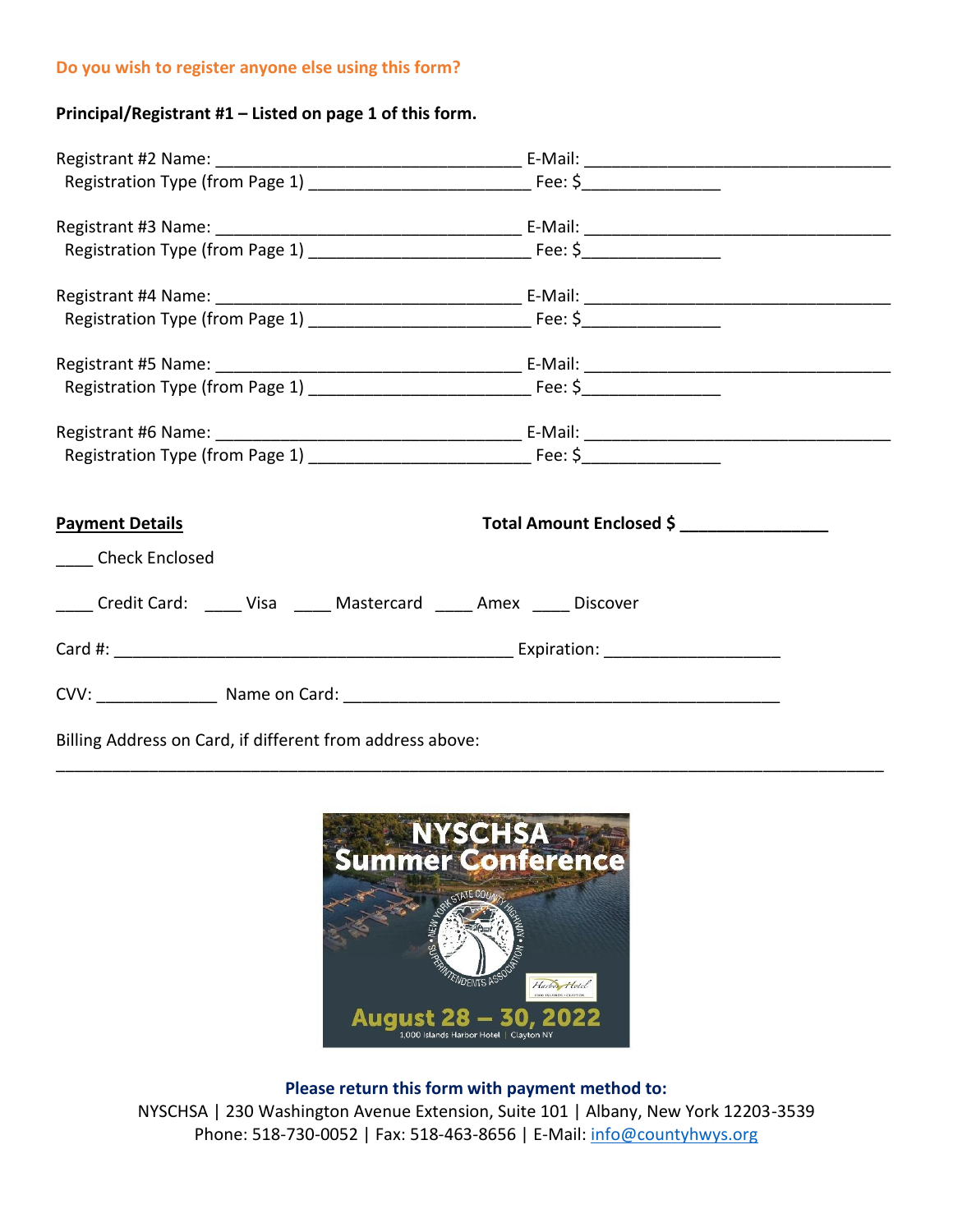**Do you wish to register anyone else using this form?**

**Principal/Registrant #1 – Listed on page 1 of this form.**

Registrant #2 Name: ________________________________ E-Mail: ________________________________
Registration Type (from Page 1) _______________________ Fee: $______________

Registrant #3 Name: ________________________________ E-Mail: ________________________________
Registration Type (from Page 1) _______________________ Fee: $______________

Registrant #4 Name: ________________________________ E-Mail: ________________________________
Registration Type (from Page 1) _______________________ Fee: $______________

Registrant #5 Name: ________________________________ E-Mail: ________________________________
Registration Type (from Page 1) _______________________ Fee: $______________

Registrant #6 Name: ________________________________ E-Mail: ________________________________
Registration Type (from Page 1) _______________________ Fee: $______________

**Payment Details** **Total Amount Enclosed $ _______________**

____ Check Enclosed

____ Credit Card: ____ Visa ____ Mastercard ____ Amex ____ Discover

Card #: ________________________________________ Expiration: __________________

CVV: ____________ Name on Card: ______________________________________________

Billing Address on Card, if different from address above:

_____________________________________________________________________________________

NYSCHSA Summer Conference

August 28 – 30, 2022

1,000 Islands Harbor Hotel | Clayton NY

**Please return this form with payment method to:**

NYSCHSA | 230 Washington Avenue Extension, Suite 101 | Albany, New York 12203-3539
Phone: 518-730-0052 | Fax: 518-463-8656 | E-Mail: info@countyhwys.org